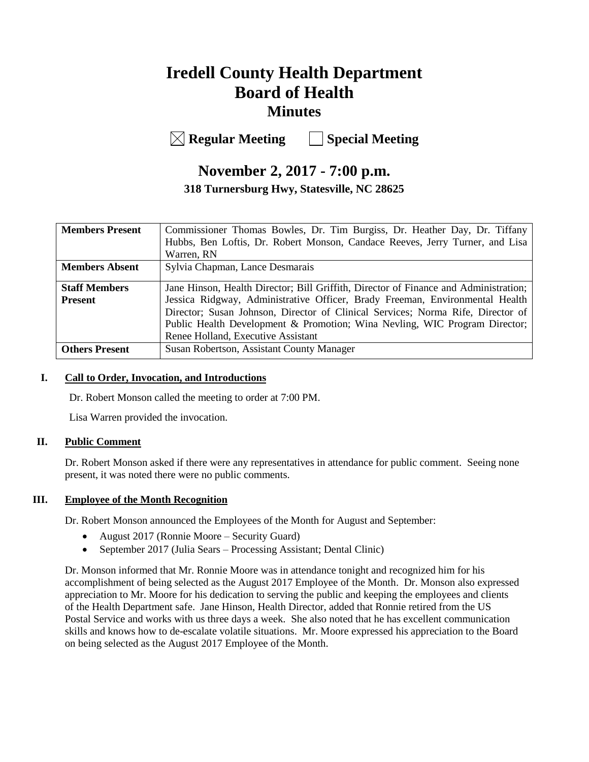# Iredell County Health Department
# Board of Health
## Minutes

☒ **Regular Meeting** ☐ **Special Meeting**

## November 2, 2017 - 7:00 p.m.

**318 Turnersburg Hwy, Statesville, NC 28625**

| | |
|---|---|
| **Members Present** | Commissioner Thomas Bowles, Dr. Tim Burgiss, Dr. Heather Day, Dr. Tiffany Hubbs, Ben Loftis, Dr. Robert Monson, Candace Reeves, Jerry Turner, and Lisa Warren, RN |
| **Members Absent** | Sylvia Chapman, Lance Desmarais |
| **Staff Members Present** | Jane Hinson, Health Director; Bill Griffith, Director of Finance and Administration; Jessica Ridgway, Administrative Officer, Brady Freeman, Environmental Health Director; Susan Johnson, Director of Clinical Services; Norma Rife, Director of Public Health Development & Promotion; Wina Nevling, WIC Program Director; Renee Holland, Executive Assistant |
| **Others Present** | Susan Robertson, Assistant County Manager |

### I. Call to Order, Invocation, and Introductions

Dr. Robert Monson called the meeting to order at 7:00 PM.

Lisa Warren provided the invocation.

### II. Public Comment

Dr. Robert Monson asked if there were any representatives in attendance for public comment. Seeing none present, it was noted there were no public comments.

### III. Employee of the Month Recognition

Dr. Robert Monson announced the Employees of the Month for August and September:

- August 2017 (Ronnie Moore – Security Guard)
- September 2017 (Julia Sears – Processing Assistant; Dental Clinic)

Dr. Monson informed that Mr. Ronnie Moore was in attendance tonight and recognized him for his accomplishment of being selected as the August 2017 Employee of the Month. Dr. Monson also expressed appreciation to Mr. Moore for his dedication to serving the public and keeping the employees and clients of the Health Department safe. Jane Hinson, Health Director, added that Ronnie retired from the US Postal Service and works with us three days a week. She also noted that he has excellent communication skills and knows how to de-escalate volatile situations. Mr. Moore expressed his appreciation to the Board on being selected as the August 2017 Employee of the Month.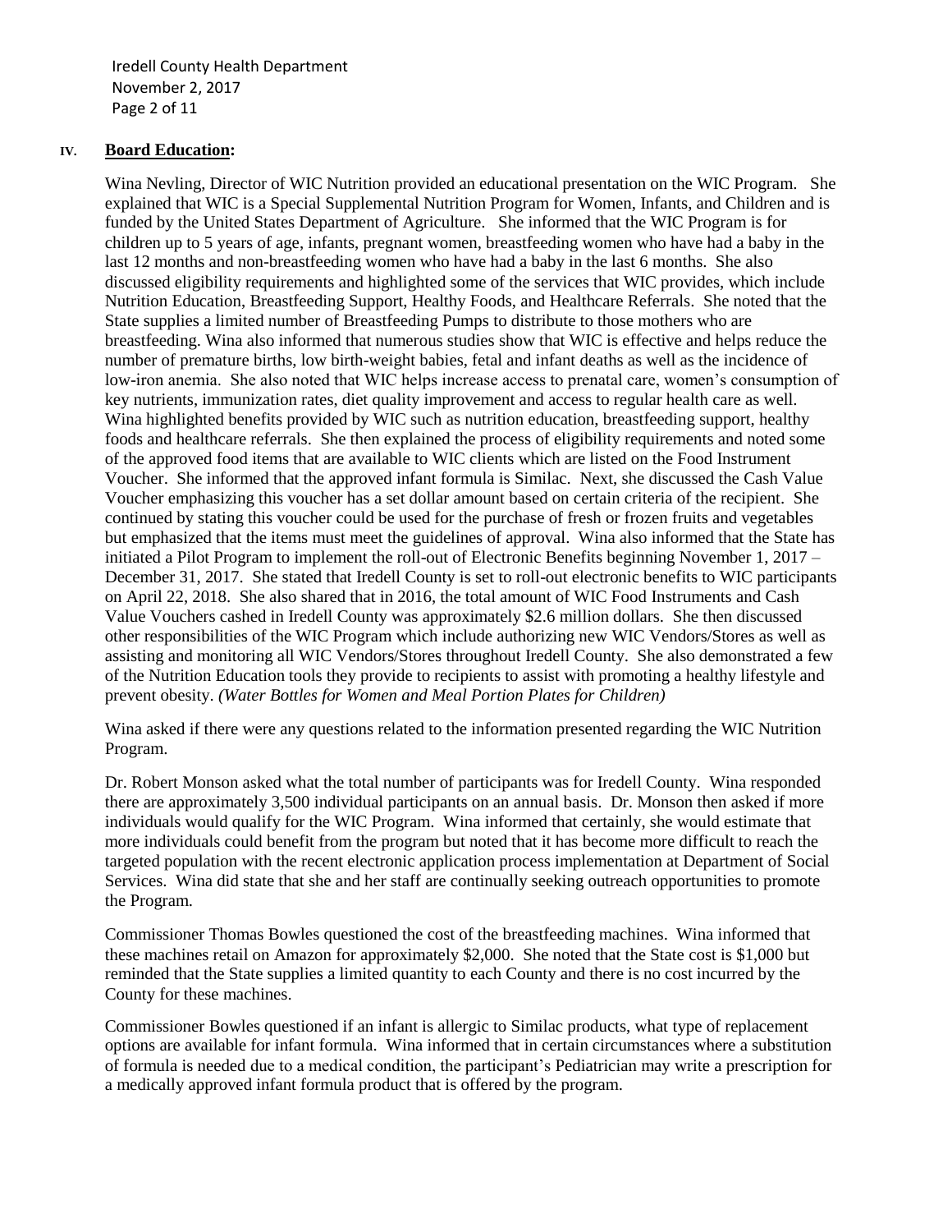## IV. **Board Education:**

Wina Nevling, Director of WIC Nutrition provided an educational presentation on the WIC Program. She explained that WIC is a Special Supplemental Nutrition Program for Women, Infants, and Children and is funded by the United States Department of Agriculture. She informed that the WIC Program is for children up to 5 years of age, infants, pregnant women, breastfeeding women who have had a baby in the last 12 months and non-breastfeeding women who have had a baby in the last 6 months. She also discussed eligibility requirements and highlighted some of the services that WIC provides, which include Nutrition Education, Breastfeeding Support, Healthy Foods, and Healthcare Referrals. She noted that the State supplies a limited number of Breastfeeding Pumps to distribute to those mothers who are breastfeeding. Wina also informed that numerous studies show that WIC is effective and helps reduce the number of premature births, low birth-weight babies, fetal and infant deaths as well as the incidence of low-iron anemia. She also noted that WIC helps increase access to prenatal care, women's consumption of key nutrients, immunization rates, diet quality improvement and access to regular health care as well. Wina highlighted benefits provided by WIC such as nutrition education, breastfeeding support, healthy foods and healthcare referrals. She then explained the process of eligibility requirements and noted some of the approved food items that are available to WIC clients which are listed on the Food Instrument Voucher. She informed that the approved infant formula is Similac. Next, she discussed the Cash Value Voucher emphasizing this voucher has a set dollar amount based on certain criteria of the recipient. She continued by stating this voucher could be used for the purchase of fresh or frozen fruits and vegetables but emphasized that the items must meet the guidelines of approval. Wina also informed that the State has initiated a Pilot Program to implement the roll-out of Electronic Benefits beginning November 1, 2017 – December 31, 2017. She stated that Iredell County is set to roll-out electronic benefits to WIC participants on April 22, 2018. She also shared that in 2016, the total amount of WIC Food Instruments and Cash Value Vouchers cashed in Iredell County was approximately $2.6 million dollars. She then discussed other responsibilities of the WIC Program which include authorizing new WIC Vendors/Stores as well as assisting and monitoring all WIC Vendors/Stores throughout Iredell County. She also demonstrated a few of the Nutrition Education tools they provide to recipients to assist with promoting a healthy lifestyle and prevent obesity. *(Water Bottles for Women and Meal Portion Plates for Children)*

Wina asked if there were any questions related to the information presented regarding the WIC Nutrition Program.

Dr. Robert Monson asked what the total number of participants was for Iredell County. Wina responded there are approximately 3,500 individual participants on an annual basis. Dr. Monson then asked if more individuals would qualify for the WIC Program. Wina informed that certainly, she would estimate that more individuals could benefit from the program but noted that it has become more difficult to reach the targeted population with the recent electronic application process implementation at Department of Social Services. Wina did state that she and her staff are continually seeking outreach opportunities to promote the Program.

Commissioner Thomas Bowles questioned the cost of the breastfeeding machines. Wina informed that these machines retail on Amazon for approximately $2,000. She noted that the State cost is $1,000 but reminded that the State supplies a limited quantity to each County and there is no cost incurred by the County for these machines.

Commissioner Bowles questioned if an infant is allergic to Similac products, what type of replacement options are available for infant formula. Wina informed that in certain circumstances where a substitution of formula is needed due to a medical condition, the participant's Pediatrician may write a prescription for a medically approved infant formula product that is offered by the program.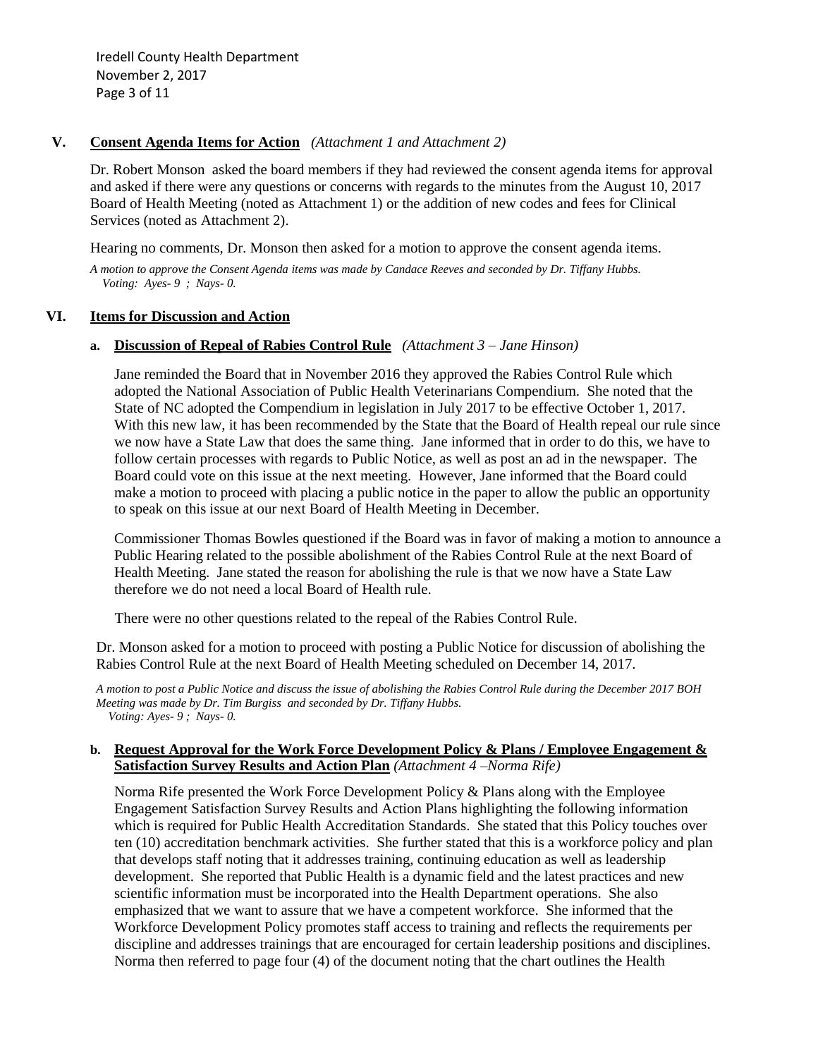## V. Consent Agenda Items for Action *(Attachment 1 and Attachment 2)*

Dr. Robert Monson asked the board members if they had reviewed the consent agenda items for approval and asked if there were any questions or concerns with regards to the minutes from the August 10, 2017 Board of Health Meeting (noted as Attachment 1) or the addition of new codes and fees for Clinical Services (noted as Attachment 2).

Hearing no comments, Dr. Monson then asked for a motion to approve the consent agenda items.

*A motion to approve the Consent Agenda items was made by Candace Reeves and seconded by Dr. Tiffany Hubbs.*
*Voting: Ayes- 9 ; Nays- 0.*

## VI. Items for Discussion and Action

### a. Discussion of Repeal of Rabies Control Rule *(Attachment 3 – Jane Hinson)*

Jane reminded the Board that in November 2016 they approved the Rabies Control Rule which adopted the National Association of Public Health Veterinarians Compendium. She noted that the State of NC adopted the Compendium in legislation in July 2017 to be effective October 1, 2017. With this new law, it has been recommended by the State that the Board of Health repeal our rule since we now have a State Law that does the same thing. Jane informed that in order to do this, we have to follow certain processes with regards to Public Notice, as well as post an ad in the newspaper. The Board could vote on this issue at the next meeting. However, Jane informed that the Board could make a motion to proceed with placing a public notice in the paper to allow the public an opportunity to speak on this issue at our next Board of Health Meeting in December.

Commissioner Thomas Bowles questioned if the Board was in favor of making a motion to announce a Public Hearing related to the possible abolishment of the Rabies Control Rule at the next Board of Health Meeting. Jane stated the reason for abolishing the rule is that we now have a State Law therefore we do not need a local Board of Health rule.

There were no other questions related to the repeal of the Rabies Control Rule.

Dr. Monson asked for a motion to proceed with posting a Public Notice for discussion of abolishing the Rabies Control Rule at the next Board of Health Meeting scheduled on December 14, 2017.

*A motion to post a Public Notice and discuss the issue of abolishing the Rabies Control Rule during the December 2017 BOH Meeting was made by Dr. Tim Burgiss and seconded by Dr. Tiffany Hubbs.*
*Voting: Ayes- 9 ; Nays- 0.*

### b. Request Approval for the Work Force Development Policy & Plans / Employee Engagement & Satisfaction Survey Results and Action Plan *(Attachment 4 –Norma Rife)*

Norma Rife presented the Work Force Development Policy & Plans along with the Employee Engagement Satisfaction Survey Results and Action Plans highlighting the following information which is required for Public Health Accreditation Standards. She stated that this Policy touches over ten (10) accreditation benchmark activities. She further stated that this is a workforce policy and plan that develops staff noting that it addresses training, continuing education as well as leadership development. She reported that Public Health is a dynamic field and the latest practices and new scientific information must be incorporated into the Health Department operations. She also emphasized that we want to assure that we have a competent workforce. She informed that the Workforce Development Policy promotes staff access to training and reflects the requirements per discipline and addresses trainings that are encouraged for certain leadership positions and disciplines. Norma then referred to page four (4) of the document noting that the chart outlines the Health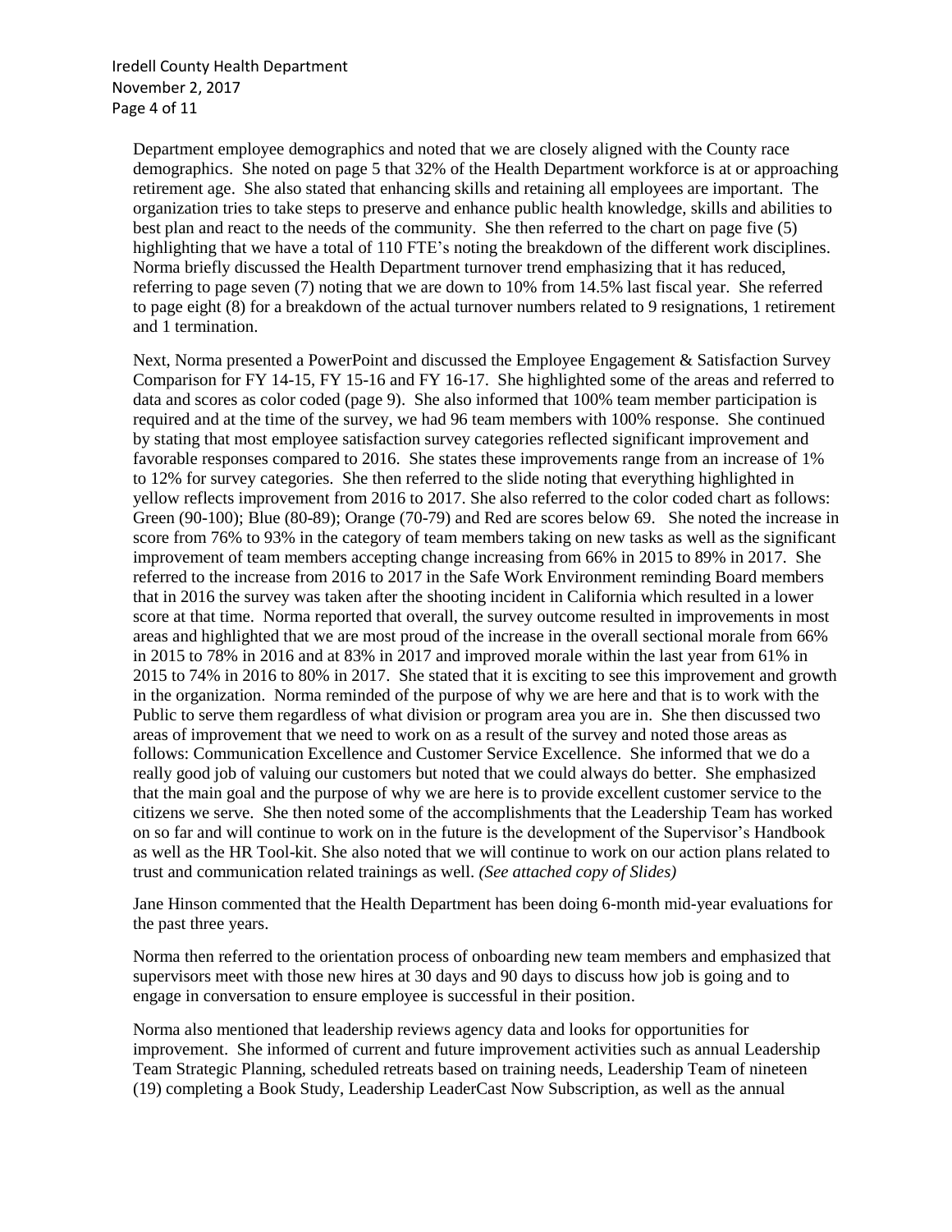Department employee demographics and noted that we are closely aligned with the County race demographics. She noted on page 5 that 32% of the Health Department workforce is at or approaching retirement age. She also stated that enhancing skills and retaining all employees are important. The organization tries to take steps to preserve and enhance public health knowledge, skills and abilities to best plan and react to the needs of the community. She then referred to the chart on page five (5) highlighting that we have a total of 110 FTE's noting the breakdown of the different work disciplines. Norma briefly discussed the Health Department turnover trend emphasizing that it has reduced, referring to page seven (7) noting that we are down to 10% from 14.5% last fiscal year. She referred to page eight (8) for a breakdown of the actual turnover numbers related to 9 resignations, 1 retirement and 1 termination.

Next, Norma presented a PowerPoint and discussed the Employee Engagement & Satisfaction Survey Comparison for FY 14-15, FY 15-16 and FY 16-17. She highlighted some of the areas and referred to data and scores as color coded (page 9). She also informed that 100% team member participation is required and at the time of the survey, we had 96 team members with 100% response. She continued by stating that most employee satisfaction survey categories reflected significant improvement and favorable responses compared to 2016. She states these improvements range from an increase of 1% to 12% for survey categories. She then referred to the slide noting that everything highlighted in yellow reflects improvement from 2016 to 2017. She also referred to the color coded chart as follows: Green (90-100); Blue (80-89); Orange (70-79) and Red are scores below 69. She noted the increase in score from 76% to 93% in the category of team members taking on new tasks as well as the significant improvement of team members accepting change increasing from 66% in 2015 to 89% in 2017. She referred to the increase from 2016 to 2017 in the Safe Work Environment reminding Board members that in 2016 the survey was taken after the shooting incident in California which resulted in a lower score at that time. Norma reported that overall, the survey outcome resulted in improvements in most areas and highlighted that we are most proud of the increase in the overall sectional morale from 66% in 2015 to 78% in 2016 and at 83% in 2017 and improved morale within the last year from 61% in 2015 to 74% in 2016 to 80% in 2017. She stated that it is exciting to see this improvement and growth in the organization. Norma reminded of the purpose of why we are here and that is to work with the Public to serve them regardless of what division or program area you are in. She then discussed two areas of improvement that we need to work on as a result of the survey and noted those areas as follows: Communication Excellence and Customer Service Excellence. She informed that we do a really good job of valuing our customers but noted that we could always do better. She emphasized that the main goal and the purpose of why we are here is to provide excellent customer service to the citizens we serve. She then noted some of the accomplishments that the Leadership Team has worked on so far and will continue to work on in the future is the development of the Supervisor's Handbook as well as the HR Tool-kit. She also noted that we will continue to work on our action plans related to trust and communication related trainings as well. *(See attached copy of Slides)*

Jane Hinson commented that the Health Department has been doing 6-month mid-year evaluations for the past three years.

Norma then referred to the orientation process of onboarding new team members and emphasized that supervisors meet with those new hires at 30 days and 90 days to discuss how job is going and to engage in conversation to ensure employee is successful in their position.

Norma also mentioned that leadership reviews agency data and looks for opportunities for improvement. She informed of current and future improvement activities such as annual Leadership Team Strategic Planning, scheduled retreats based on training needs, Leadership Team of nineteen (19) completing a Book Study, Leadership LeaderCast Now Subscription, as well as the annual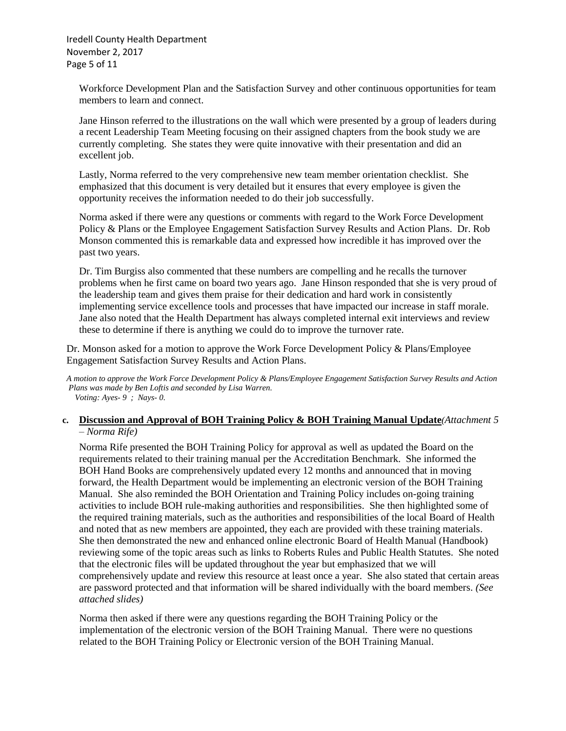Workforce Development Plan and the Satisfaction Survey and other continuous opportunities for team members to learn and connect.

Jane Hinson referred to the illustrations on the wall which were presented by a group of leaders during a recent Leadership Team Meeting focusing on their assigned chapters from the book study we are currently completing. She states they were quite innovative with their presentation and did an excellent job.

Lastly, Norma referred to the very comprehensive new team member orientation checklist. She emphasized that this document is very detailed but it ensures that every employee is given the opportunity receives the information needed to do their job successfully.

Norma asked if there were any questions or comments with regard to the Work Force Development Policy & Plans or the Employee Engagement Satisfaction Survey Results and Action Plans. Dr. Rob Monson commented this is remarkable data and expressed how incredible it has improved over the past two years.

Dr. Tim Burgiss also commented that these numbers are compelling and he recalls the turnover problems when he first came on board two years ago. Jane Hinson responded that she is very proud of the leadership team and gives them praise for their dedication and hard work in consistently implementing service excellence tools and processes that have impacted our increase in staff morale. Jane also noted that the Health Department has always completed internal exit interviews and review these to determine if there is anything we could do to improve the turnover rate.

Dr. Monson asked for a motion to approve the Work Force Development Policy & Plans/Employee Engagement Satisfaction Survey Results and Action Plans.

*A motion to approve the Work Force Development Policy & Plans/Employee Engagement Satisfaction Survey Results and Action Plans was made by Ben Loftis and seconded by Lisa Warren.*
*Voting: Ayes- 9 ; Nays- 0.*

**c. <u>Discussion and Approval of BOH Training Policy & BOH Training Manual Update</u>** *(Attachment 5 – Norma Rife)*

Norma Rife presented the BOH Training Policy for approval as well as updated the Board on the requirements related to their training manual per the Accreditation Benchmark. She informed the BOH Hand Books are comprehensively updated every 12 months and announced that in moving forward, the Health Department would be implementing an electronic version of the BOH Training Manual. She also reminded the BOH Orientation and Training Policy includes on-going training activities to include BOH rule-making authorities and responsibilities. She then highlighted some of the required training materials, such as the authorities and responsibilities of the local Board of Health and noted that as new members are appointed, they each are provided with these training materials. She then demonstrated the new and enhanced online electronic Board of Health Manual (Handbook) reviewing some of the topic areas such as links to Roberts Rules and Public Health Statutes. She noted that the electronic files will be updated throughout the year but emphasized that we will comprehensively update and review this resource at least once a year. She also stated that certain areas are password protected and that information will be shared individually with the board members. *(See attached slides)*

Norma then asked if there were any questions regarding the BOH Training Policy or the implementation of the electronic version of the BOH Training Manual. There were no questions related to the BOH Training Policy or Electronic version of the BOH Training Manual.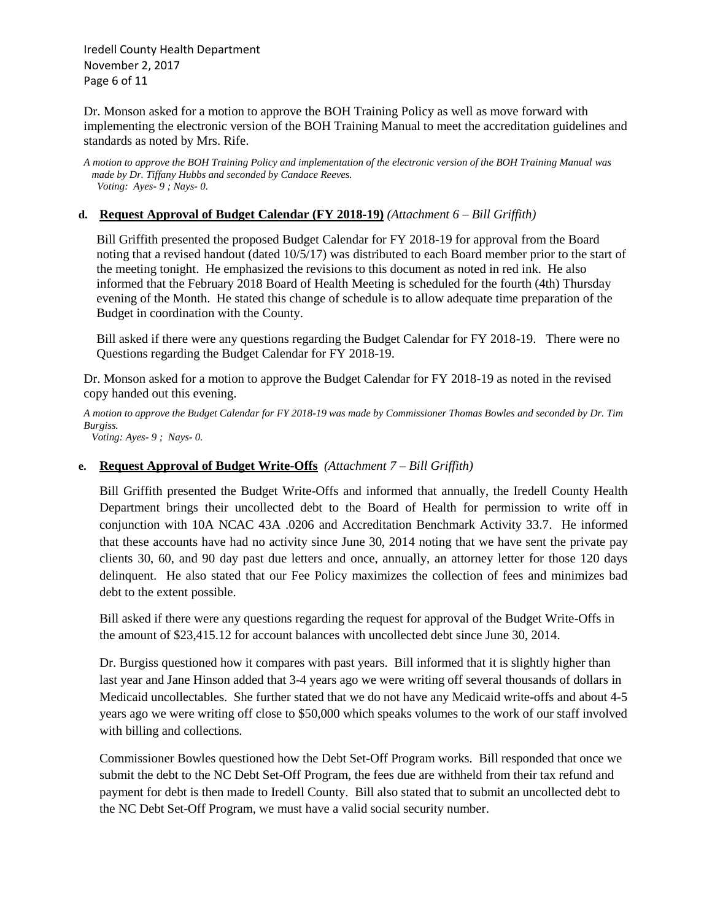Dr. Monson asked for a motion to approve the BOH Training Policy as well as move forward with implementing the electronic version of the BOH Training Manual to meet the accreditation guidelines and standards as noted by Mrs. Rife.

*A motion to approve the BOH Training Policy and implementation of the electronic version of the BOH Training Manual was made by Dr. Tiffany Hubbs and seconded by Candace Reeves.*
*Voting: Ayes- 9 ; Nays- 0.*

**d. Request Approval of Budget Calendar (FY 2018-19)** *(Attachment 6 – Bill Griffith)*

Bill Griffith presented the proposed Budget Calendar for FY 2018-19 for approval from the Board noting that a revised handout (dated 10/5/17) was distributed to each Board member prior to the start of the meeting tonight. He emphasized the revisions to this document as noted in red ink. He also informed that the February 2018 Board of Health Meeting is scheduled for the fourth (4th) Thursday evening of the Month. He stated this change of schedule is to allow adequate time preparation of the Budget in coordination with the County.

Bill asked if there were any questions regarding the Budget Calendar for FY 2018-19. There were no Questions regarding the Budget Calendar for FY 2018-19.

Dr. Monson asked for a motion to approve the Budget Calendar for FY 2018-19 as noted in the revised copy handed out this evening.

*A motion to approve the Budget Calendar for FY 2018-19 was made by Commissioner Thomas Bowles and seconded by Dr. Tim Burgiss.*
*Voting: Ayes- 9 ; Nays- 0.*

**e. Request Approval of Budget Write-Offs** *(Attachment 7 – Bill Griffith)*

Bill Griffith presented the Budget Write-Offs and informed that annually, the Iredell County Health Department brings their uncollected debt to the Board of Health for permission to write off in conjunction with 10A NCAC 43A .0206 and Accreditation Benchmark Activity 33.7. He informed that these accounts have had no activity since June 30, 2014 noting that we have sent the private pay clients 30, 60, and 90 day past due letters and once, annually, an attorney letter for those 120 days delinquent. He also stated that our Fee Policy maximizes the collection of fees and minimizes bad debt to the extent possible.

Bill asked if there were any questions regarding the request for approval of the Budget Write-Offs in the amount of $23,415.12 for account balances with uncollected debt since June 30, 2014.

Dr. Burgiss questioned how it compares with past years. Bill informed that it is slightly higher than last year and Jane Hinson added that 3-4 years ago we were writing off several thousands of dollars in Medicaid uncollectables. She further stated that we do not have any Medicaid write-offs and about 4-5 years ago we were writing off close to $50,000 which speaks volumes to the work of our staff involved with billing and collections.

Commissioner Bowles questioned how the Debt Set-Off Program works. Bill responded that once we submit the debt to the NC Debt Set-Off Program, the fees due are withheld from their tax refund and payment for debt is then made to Iredell County. Bill also stated that to submit an uncollected debt to the NC Debt Set-Off Program, we must have a valid social security number.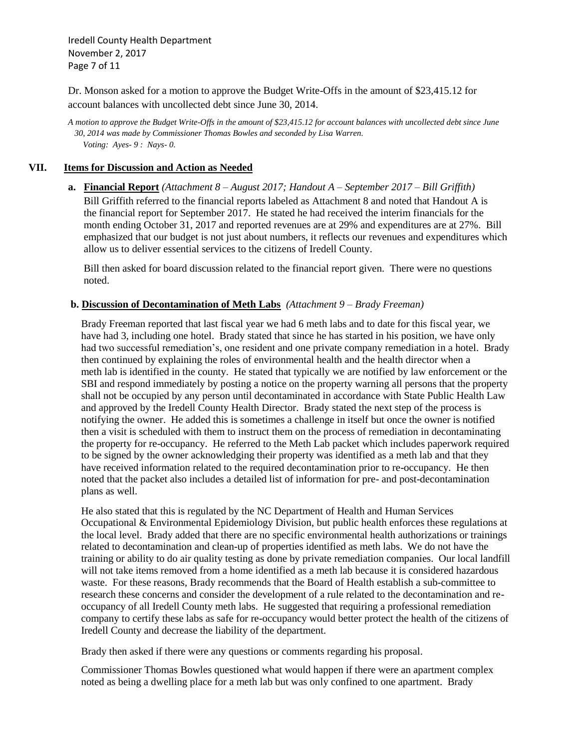Dr. Monson asked for a motion to approve the Budget Write-Offs in the amount of $23,415.12 for account balances with uncollected debt since June 30, 2014.

*A motion to approve the Budget Write-Offs in the amount of $23,415.12 for account balances with uncollected debt since June 30, 2014 was made by Commissioner Thomas Bowles and seconded by Lisa Warren.*
*Voting: Ayes- 9 : Nays- 0.*

## VII. Items for Discussion and Action as Needed

**a. Financial Report** *(Attachment 8 – August 2017; Handout A – September 2017 – Bill Griffith)*

Bill Griffith referred to the financial reports labeled as Attachment 8 and noted that Handout A is the financial report for September 2017. He stated he had received the interim financials for the month ending October 31, 2017 and reported revenues are at 29% and expenditures are at 27%. Bill emphasized that our budget is not just about numbers, it reflects our revenues and expenditures which allow us to deliver essential services to the citizens of Iredell County.

Bill then asked for board discussion related to the financial report given. There were no questions noted.

**b. Discussion of Decontamination of Meth Labs** *(Attachment 9 – Brady Freeman)*

Brady Freeman reported that last fiscal year we had 6 meth labs and to date for this fiscal year, we have had 3, including one hotel. Brady stated that since he has started in his position, we have only had two successful remediation's, one resident and one private company remediation in a hotel. Brady then continued by explaining the roles of environmental health and the health director when a meth lab is identified in the county. He stated that typically we are notified by law enforcement or the SBI and respond immediately by posting a notice on the property warning all persons that the property shall not be occupied by any person until decontaminated in accordance with State Public Health Law and approved by the Iredell County Health Director. Brady stated the next step of the process is notifying the owner. He added this is sometimes a challenge in itself but once the owner is notified then a visit is scheduled with them to instruct them on the process of remediation in decontaminating the property for re-occupancy. He referred to the Meth Lab packet which includes paperwork required to be signed by the owner acknowledging their property was identified as a meth lab and that they have received information related to the required decontamination prior to re-occupancy. He then noted that the packet also includes a detailed list of information for pre- and post-decontamination plans as well.

He also stated that this is regulated by the NC Department of Health and Human Services Occupational & Environmental Epidemiology Division, but public health enforces these regulations at the local level. Brady added that there are no specific environmental health authorizations or trainings related to decontamination and clean-up of properties identified as meth labs. We do not have the training or ability to do air quality testing as done by private remediation companies. Our local landfill will not take items removed from a home identified as a meth lab because it is considered hazardous waste. For these reasons, Brady recommends that the Board of Health establish a sub-committee to research these concerns and consider the development of a rule related to the decontamination and re-occupancy of all Iredell County meth labs. He suggested that requiring a professional remediation company to certify these labs as safe for re-occupancy would better protect the health of the citizens of Iredell County and decrease the liability of the department.

Brady then asked if there were any questions or comments regarding his proposal.

Commissioner Thomas Bowles questioned what would happen if there were an apartment complex noted as being a dwelling place for a meth lab but was only confined to one apartment. Brady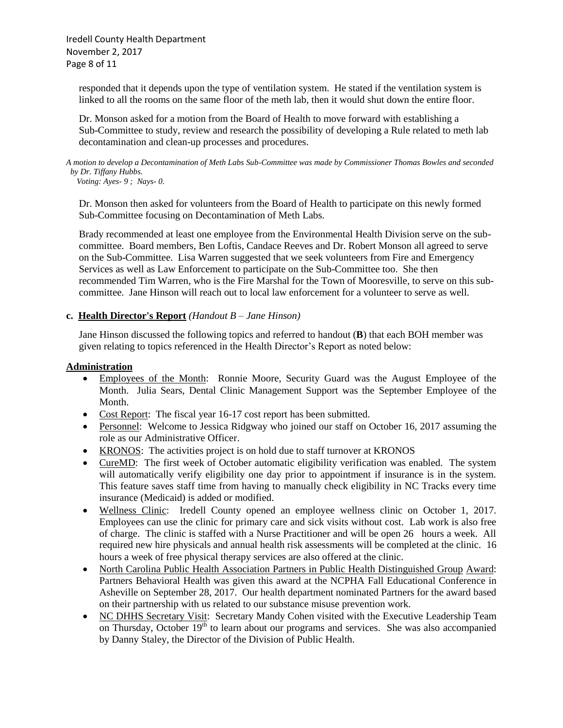responded that it depends upon the type of ventilation system. He stated if the ventilation system is linked to all the rooms on the same floor of the meth lab, then it would shut down the entire floor.

Dr. Monson asked for a motion from the Board of Health to move forward with establishing a Sub-Committee to study, review and research the possibility of developing a Rule related to meth lab decontamination and clean-up processes and procedures.

*A motion to develop a Decontamination of Meth Labs Sub-Committee was made by Commissioner Thomas Bowles and seconded by Dr. Tiffany Hubbs.*
*Voting: Ayes- 9 ; Nays- 0.*

Dr. Monson then asked for volunteers from the Board of Health to participate on this newly formed Sub-Committee focusing on Decontamination of Meth Labs.

Brady recommended at least one employee from the Environmental Health Division serve on the sub-committee. Board members, Ben Loftis, Candace Reeves and Dr. Robert Monson all agreed to serve on the Sub-Committee. Lisa Warren suggested that we seek volunteers from Fire and Emergency Services as well as Law Enforcement to participate on the Sub-Committee too. She then recommended Tim Warren, who is the Fire Marshal for the Town of Mooresville, to serve on this sub-committee. Jane Hinson will reach out to local law enforcement for a volunteer to serve as well.

**c. Health Director's Report** *(Handout B – Jane Hinson)*

Jane Hinson discussed the following topics and referred to handout (**B**) that each BOH member was given relating to topics referenced in the Health Director's Report as noted below:

**Administration**

- Employees of the Month: Ronnie Moore, Security Guard was the August Employee of the Month. Julia Sears, Dental Clinic Management Support was the September Employee of the Month.
- Cost Report: The fiscal year 16-17 cost report has been submitted.
- Personnel: Welcome to Jessica Ridgway who joined our staff on October 16, 2017 assuming the role as our Administrative Officer.
- KRONOS: The activities project is on hold due to staff turnover at KRONOS
- CureMD: The first week of October automatic eligibility verification was enabled. The system will automatically verify eligibility one day prior to appointment if insurance is in the system. This feature saves staff time from having to manually check eligibility in NC Tracks every time insurance (Medicaid) is added or modified.
- Wellness Clinic: Iredell County opened an employee wellness clinic on October 1, 2017. Employees can use the clinic for primary care and sick visits without cost. Lab work is also free of charge. The clinic is staffed with a Nurse Practitioner and will be open 26 hours a week. All required new hire physicals and annual health risk assessments will be completed at the clinic. 16 hours a week of free physical therapy services are also offered at the clinic.
- North Carolina Public Health Association Partners in Public Health Distinguished Group Award: Partners Behavioral Health was given this award at the NCPHA Fall Educational Conference in Asheville on September 28, 2017. Our health department nominated Partners for the award based on their partnership with us related to our substance misuse prevention work.
- NC DHHS Secretary Visit: Secretary Mandy Cohen visited with the Executive Leadership Team on Thursday, October 19th to learn about our programs and services. She was also accompanied by Danny Staley, the Director of the Division of Public Health.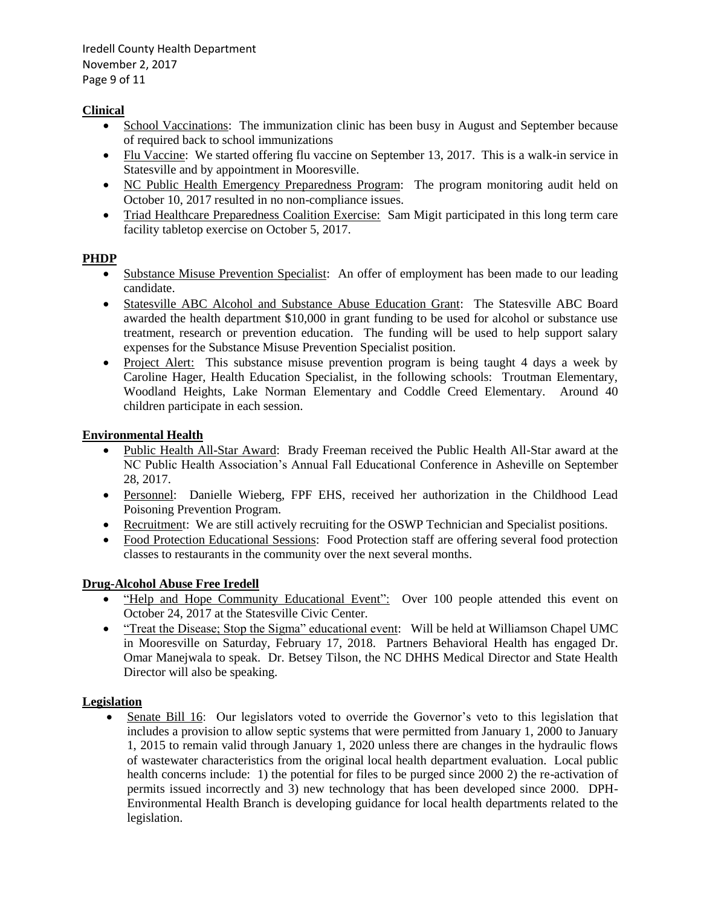## Clinical

- School Vaccinations: The immunization clinic has been busy in August and September because of required back to school immunizations
- Flu Vaccine: We started offering flu vaccine on September 13, 2017. This is a walk-in service in Statesville and by appointment in Mooresville.
- NC Public Health Emergency Preparedness Program: The program monitoring audit held on October 10, 2017 resulted in no non-compliance issues.
- Triad Healthcare Preparedness Coalition Exercise: Sam Migit participated in this long term care facility tabletop exercise on October 5, 2017.

## PHDP

- Substance Misuse Prevention Specialist: An offer of employment has been made to our leading candidate.
- Statesville ABC Alcohol and Substance Abuse Education Grant: The Statesville ABC Board awarded the health department $10,000 in grant funding to be used for alcohol or substance use treatment, research or prevention education. The funding will be used to help support salary expenses for the Substance Misuse Prevention Specialist position.
- Project Alert: This substance misuse prevention program is being taught 4 days a week by Caroline Hager, Health Education Specialist, in the following schools: Troutman Elementary, Woodland Heights, Lake Norman Elementary and Coddle Creed Elementary. Around 40 children participate in each session.

## Environmental Health

- Public Health All-Star Award: Brady Freeman received the Public Health All-Star award at the NC Public Health Association's Annual Fall Educational Conference in Asheville on September 28, 2017.
- Personnel: Danielle Wieberg, FPF EHS, received her authorization in the Childhood Lead Poisoning Prevention Program.
- Recruitment: We are still actively recruiting for the OSWP Technician and Specialist positions.
- Food Protection Educational Sessions: Food Protection staff are offering several food protection classes to restaurants in the community over the next several months.

## Drug-Alcohol Abuse Free Iredell

- "Help and Hope Community Educational Event": Over 100 people attended this event on October 24, 2017 at the Statesville Civic Center.
- "Treat the Disease; Stop the Sigma" educational event: Will be held at Williamson Chapel UMC in Mooresville on Saturday, February 17, 2018. Partners Behavioral Health has engaged Dr. Omar Manejwala to speak. Dr. Betsey Tilson, the NC DHHS Medical Director and State Health Director will also be speaking.

## Legislation

- Senate Bill 16: Our legislators voted to override the Governor's veto to this legislation that includes a provision to allow septic systems that were permitted from January 1, 2000 to January 1, 2015 to remain valid through January 1, 2020 unless there are changes in the hydraulic flows of wastewater characteristics from the original local health department evaluation. Local public health concerns include: 1) the potential for files to be purged since 2000 2) the re-activation of permits issued incorrectly and 3) new technology that has been developed since 2000. DPH-Environmental Health Branch is developing guidance for local health departments related to the legislation.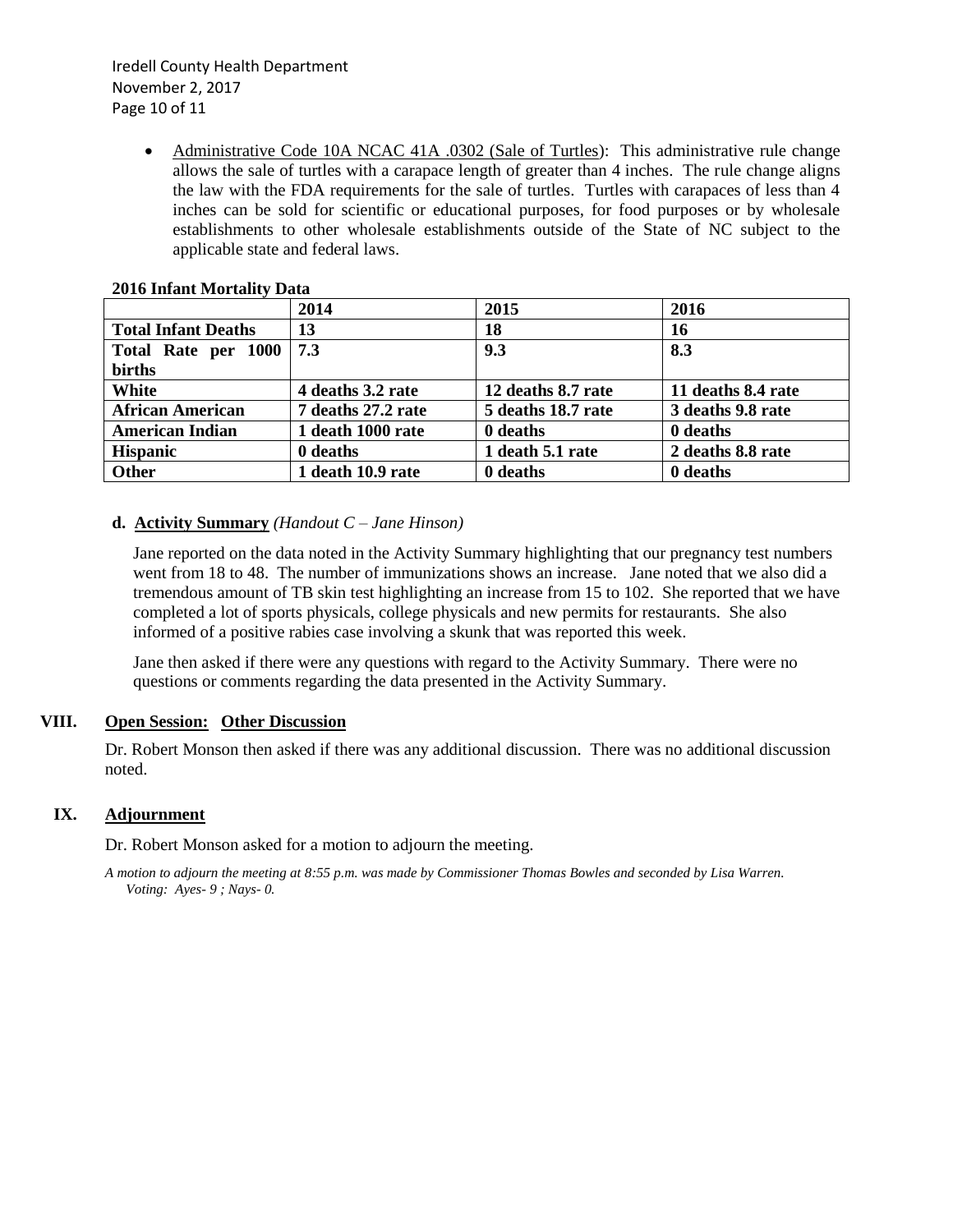- Administrative Code 10A NCAC 41A .0302 (Sale of Turtles): This administrative rule change allows the sale of turtles with a carapace length of greater than 4 inches. The rule change aligns the law with the FDA requirements for the sale of turtles. Turtles with carapaces of less than 4 inches can be sold for scientific or educational purposes, for food purposes or by wholesale establishments to other wholesale establishments outside of the State of NC subject to the applicable state and federal laws.

**2016 Infant Mortality Data**

| | 2014 | 2015 | 2016 |
|---|---|---|---|
| **Total Infant Deaths** | **13** | **18** | **16** |
| **Total Rate per 1000 births** | **7.3** | **9.3** | **8.3** |
| **White** | **4 deaths 3.2 rate** | **12 deaths 8.7 rate** | **11 deaths 8.4 rate** |
| **African American** | **7 deaths 27.2 rate** | **5 deaths 18.7 rate** | **3 deaths 9.8 rate** |
| **American Indian** | **1 death 1000 rate** | **0 deaths** | **0 deaths** |
| **Hispanic** | **0 deaths** | **1 death 5.1 rate** | **2 deaths 8.8 rate** |
| **Other** | **1 death 10.9 rate** | **0 deaths** | **0 deaths** |

**d. Activity Summary** *(Handout C – Jane Hinson)*

Jane reported on the data noted in the Activity Summary highlighting that our pregnancy test numbers went from 18 to 48. The number of immunizations shows an increase. Jane noted that we also did a tremendous amount of TB skin test highlighting an increase from 15 to 102. She reported that we have completed a lot of sports physicals, college physicals and new permits for restaurants. She also informed of a positive rabies case involving a skunk that was reported this week.

Jane then asked if there were any questions with regard to the Activity Summary. There were no questions or comments regarding the data presented in the Activity Summary.

## VIII. Open Session: Other Discussion

Dr. Robert Monson then asked if there was any additional discussion. There was no additional discussion noted.

## IX. Adjournment

Dr. Robert Monson asked for a motion to adjourn the meeting.

*A motion to adjourn the meeting at 8:55 p.m. was made by Commissioner Thomas Bowles and seconded by Lisa Warren. Voting: Ayes- 9 ; Nays- 0.*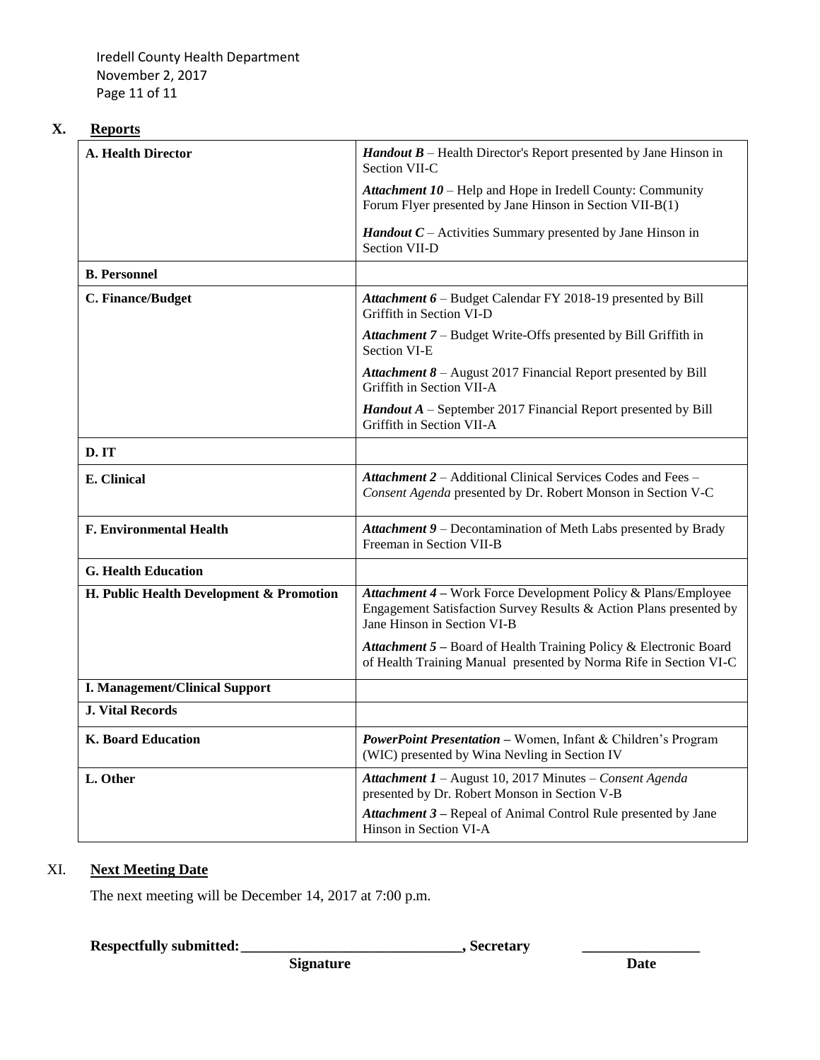## X. Reports

| | |
|---|---|
| **A. Health Director** | ***Handout B*** – Health Director's Report presented by Jane Hinson in Section VII-C<br><br>***Attachment 10*** – Help and Hope in Iredell County: Community Forum Flyer presented by Jane Hinson in Section VII-B(1)<br><br>***Handout C*** – Activities Summary presented by Jane Hinson in Section VII-D |
| **B. Personnel** | |
| **C. Finance/Budget** | ***Attachment 6*** – Budget Calendar FY 2018-19 presented by Bill Griffith in Section VI-D<br><br>***Attachment 7*** – Budget Write-Offs presented by Bill Griffith in Section VI-E<br><br>***Attachment 8*** – August 2017 Financial Report presented by Bill Griffith in Section VII-A<br><br>***Handout A*** – September 2017 Financial Report presented by Bill Griffith in Section VII-A |
| **D. IT** | |
| **E. Clinical** | ***Attachment 2*** – Additional Clinical Services Codes and Fees – *Consent Agenda* presented by Dr. Robert Monson in Section V-C |
| **F. Environmental Health** | ***Attachment 9*** – Decontamination of Meth Labs presented by Brady Freeman in Section VII-B |
| **G. Health Education** | |
| **H. Public Health Development & Promotion** | ***Attachment 4*** **–** Work Force Development Policy & Plans/Employee Engagement Satisfaction Survey Results & Action Plans presented by Jane Hinson in Section VI-B<br><br>***Attachment 5*** **–** Board of Health Training Policy & Electronic Board of Health Training Manual presented by Norma Rife in Section VI-C |
| **I. Management/Clinical Support** | |
| **J. Vital Records** | |
| **K. Board Education** | ***PowerPoint Presentation*** **–** Women, Infant & Children's Program (WIC) presented by Wina Nevling in Section IV |
| **L. Other** | ***Attachment 1*** – August 10, 2017 Minutes – *Consent Agenda* presented by Dr. Robert Monson in Section V-B<br><br>***Attachment 3*** **–** Repeal of Animal Control Rule presented by Jane Hinson in Section VI-A |

## XI. Next Meeting Date

The next meeting will be December 14, 2017 at 7:00 p.m.

**Respectfully submitted:\_\_\_\_\_\_\_\_\_\_\_\_\_\_\_\_\_\_\_\_\_\_\_\_\_\_\_\_\_\_, Secretary** \_\_\_\_\_\_\_\_\_\_\_\_\_\_\_\_

**Signature** **Date**